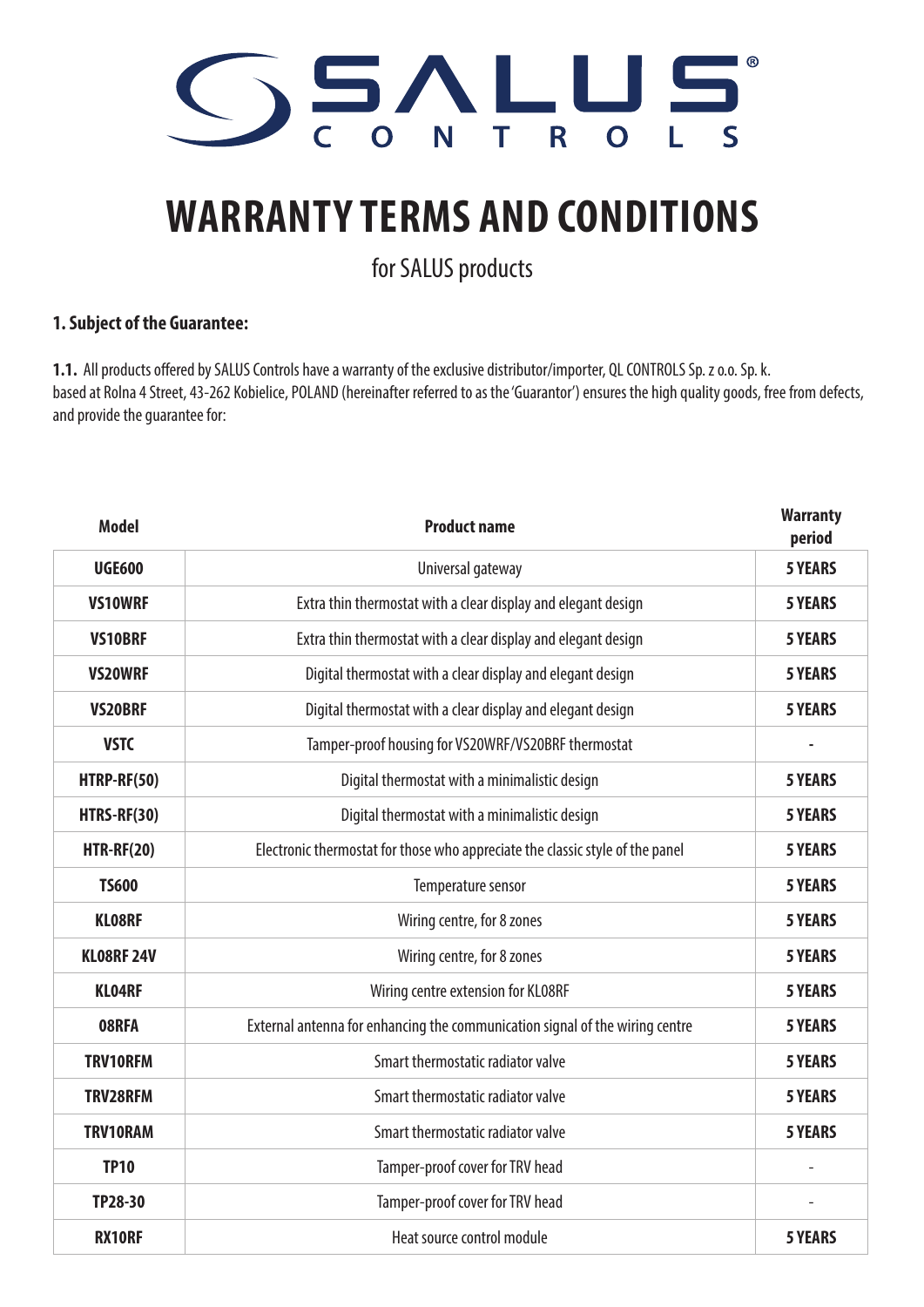# WARRANTY TERMS AND CONDITIONS

for SALUS products

## 1. Subject of the Guarantee:

**1.1.** All products offered by SALUS Controls have a warranty of the exclusive distributor/importer, QL CONTROLS Sp. z o.o. Sp. k. based at Rolna 4 Street, 43-262 Kobielice, POLAND (hereinafter referred to as the 'Guarantor') ensures the high quality goods, free from defects, and provide the guarantee for:

| Model | Product name | Warranty period |
|---|---|---|
| **UGE600** | Universal gateway | **5 YEARS** |
| **VS10WRF** | Extra thin thermostat with a clear display and elegant design | **5 YEARS** |
| **VS10BRF** | Extra thin thermostat with a clear display and elegant design | **5 YEARS** |
| **VS20WRF** | Digital thermostat with a clear display and elegant design | **5 YEARS** |
| **VS20BRF** | Digital thermostat with a clear display and elegant design | **5 YEARS** |
| **VSTC** | Tamper-proof housing for VS20WRF/VS20BRF thermostat | - |
| **HTRP-RF(50)** | Digital thermostat with a minimalistic design | **5 YEARS** |
| **HTRS-RF(30)** | Digital thermostat with a minimalistic design | **5 YEARS** |
| **HTR-RF(20)** | Electronic thermostat for those who appreciate the classic style of the panel | **5 YEARS** |
| **TS600** | Temperature sensor | **5 YEARS** |
| **KL08RF** | Wiring centre, for 8 zones | **5 YEARS** |
| **KL08RF 24V** | Wiring centre, for 8 zones | **5 YEARS** |
| **KL04RF** | Wiring centre extension for KL08RF | **5 YEARS** |
| **08RFA** | External antenna for enhancing the communication signal of the wiring centre | **5 YEARS** |
| **TRV10RFM** | Smart thermostatic radiator valve | **5 YEARS** |
| **TRV28RFM** | Smart thermostatic radiator valve | **5 YEARS** |
| **TRV10RAM** | Smart thermostatic radiator valve | **5 YEARS** |
| **TP10** | Tamper-proof cover for TRV head | - |
| **TP28-30** | Tamper-proof cover for TRV head | - |
| **RX10RF** | Heat source control module | **5 YEARS** |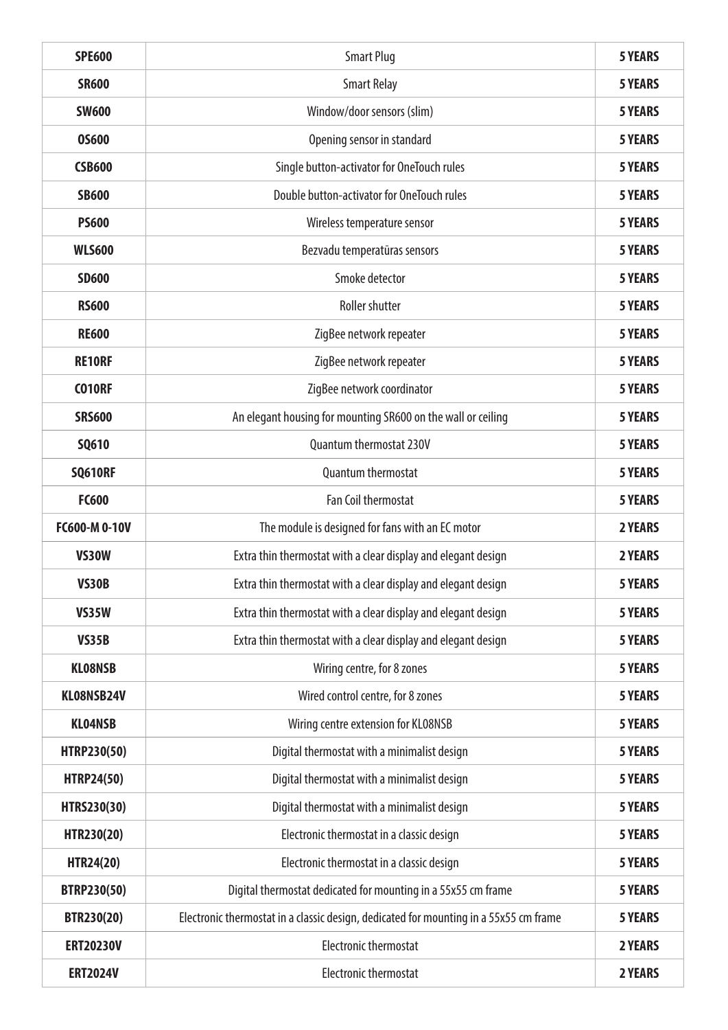| **SPE600** | Smart Plug | **5 YEARS** |
|---|---|---|
| **SR600** | Smart Relay | **5 YEARS** |
| **SW600** | Window/door sensors (slim) | **5 YEARS** |
| **OS600** | Opening sensor in standard | **5 YEARS** |
| **CSB600** | Single button-activator for OneTouch rules | **5 YEARS** |
| **SB600** | Double button-activator for OneTouch rules | **5 YEARS** |
| **PS600** | Wireless temperature sensor | **5 YEARS** |
| **WLS600** | Bezvadu temperatūras sensors | **5 YEARS** |
| **SD600** | Smoke detector | **5 YEARS** |
| **RS600** | Roller shutter | **5 YEARS** |
| **RE600** | ZigBee network repeater | **5 YEARS** |
| **RE10RF** | ZigBee network repeater | **5 YEARS** |
| **CO10RF** | ZigBee network coordinator | **5 YEARS** |
| **SRS600** | An elegant housing for mounting SR600 on the wall or ceiling | **5 YEARS** |
| **SQ610** | Quantum thermostat 230V | **5 YEARS** |
| **SQ610RF** | Quantum thermostat | **5 YEARS** |
| **FC600** | Fan Coil thermostat | **5 YEARS** |
| **FC600-M 0-10V** | The module is designed for fans with an EC motor | **2 YEARS** |
| **VS30W** | Extra thin thermostat with a clear display and elegant design | **2 YEARS** |
| **VS30B** | Extra thin thermostat with a clear display and elegant design | **5 YEARS** |
| **VS35W** | Extra thin thermostat with a clear display and elegant design | **5 YEARS** |
| **VS35B** | Extra thin thermostat with a clear display and elegant design | **5 YEARS** |
| **KL08NSB** | Wiring centre, for 8 zones | **5 YEARS** |
| **KL08NSB24V** | Wired control centre, for 8 zones | **5 YEARS** |
| **KL04NSB** | Wiring centre extension for KL08NSB | **5 YEARS** |
| **HTRP230(50)** | Digital thermostat with a minimalist design | **5 YEARS** |
| **HTRP24(50)** | Digital thermostat with a minimalist design | **5 YEARS** |
| **HTRS230(30)** | Digital thermostat with a minimalist design | **5 YEARS** |
| **HTR230(20)** | Electronic thermostat in a classic design | **5 YEARS** |
| **HTR24(20)** | Electronic thermostat in a classic design | **5 YEARS** |
| **BTRP230(50)** | Digital thermostat dedicated for mounting in a 55x55 cm frame | **5 YEARS** |
| **BTR230(20)** | Electronic thermostat in a classic design, dedicated for mounting in a 55x55 cm frame | **5 YEARS** |
| **ERT20230V** | Electronic thermostat | **2 YEARS** |
| **ERT2024V** | Electronic thermostat | **2 YEARS** |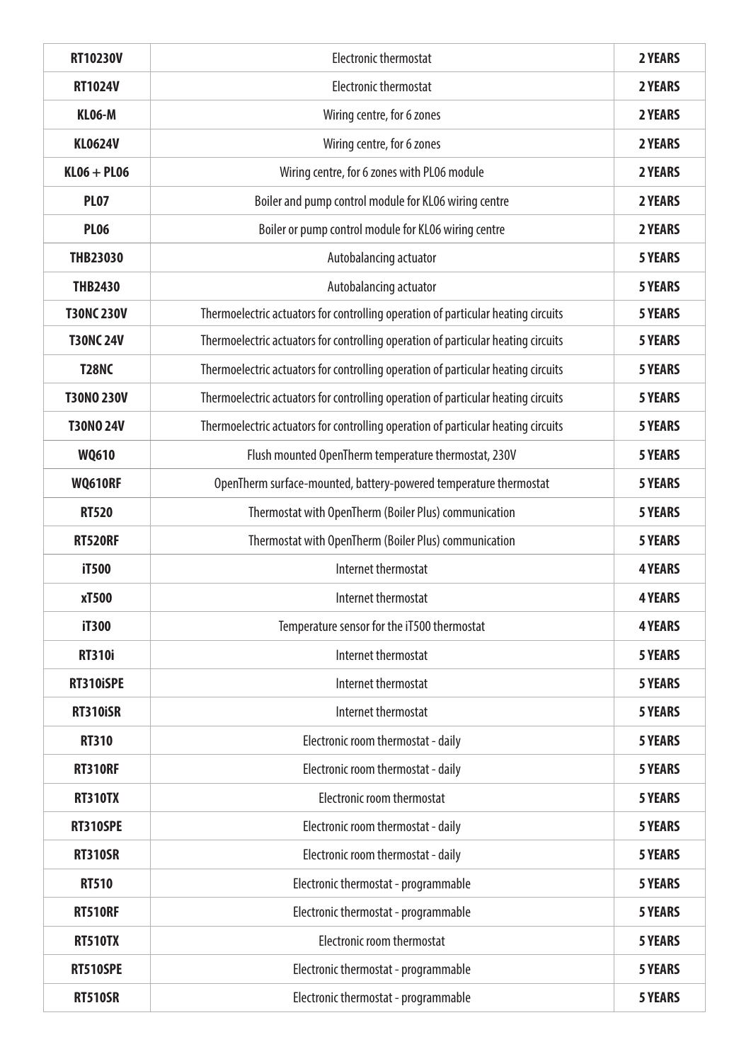| RT10230V | Electronic thermostat | 2 YEARS |
|---|---|---|
| RT1024V | Electronic thermostat | 2 YEARS |
| KL06-M | Wiring centre, for 6 zones | 2 YEARS |
| KL0624V | Wiring centre, for 6 zones | 2 YEARS |
| KL06 + PL06 | Wiring centre, for 6 zones with PL06 module | 2 YEARS |
| PL07 | Boiler and pump control module for KL06 wiring centre | 2 YEARS |
| PL06 | Boiler or pump control module for KL06 wiring centre | 2 YEARS |
| THB23030 | Autobalancing actuator | 5 YEARS |
| THB2430 | Autobalancing actuator | 5 YEARS |
| T30NC 230V | Thermoelectric actuators for controlling operation of particular heating circuits | 5 YEARS |
| T30NC 24V | Thermoelectric actuators for controlling operation of particular heating circuits | 5 YEARS |
| T28NC | Thermoelectric actuators for controlling operation of particular heating circuits | 5 YEARS |
| T30NO 230V | Thermoelectric actuators for controlling operation of particular heating circuits | 5 YEARS |
| T30NO 24V | Thermoelectric actuators for controlling operation of particular heating circuits | 5 YEARS |
| WQ610 | Flush mounted OpenTherm temperature thermostat, 230V | 5 YEARS |
| WQ610RF | OpenTherm surface-mounted, battery-powered temperature thermostat | 5 YEARS |
| RT520 | Thermostat with OpenTherm (Boiler Plus) communication | 5 YEARS |
| RT520RF | Thermostat with OpenTherm (Boiler Plus) communication | 5 YEARS |
| iT500 | Internet thermostat | 4 YEARS |
| xT500 | Internet thermostat | 4 YEARS |
| iT300 | Temperature sensor for the iT500 thermostat | 4 YEARS |
| RT310i | Internet thermostat | 5 YEARS |
| RT310iSPE | Internet thermostat | 5 YEARS |
| RT310iSR | Internet thermostat | 5 YEARS |
| RT310 | Electronic room thermostat - daily | 5 YEARS |
| RT310RF | Electronic room thermostat - daily | 5 YEARS |
| RT310TX | Electronic room thermostat | 5 YEARS |
| RT310SPE | Electronic room thermostat - daily | 5 YEARS |
| RT310SR | Electronic room thermostat - daily | 5 YEARS |
| RT510 | Electronic thermostat - programmable | 5 YEARS |
| RT510RF | Electronic thermostat - programmable | 5 YEARS |
| RT510TX | Electronic room thermostat | 5 YEARS |
| RT510SPE | Electronic thermostat - programmable | 5 YEARS |
| RT510SR | Electronic thermostat - programmable | 5 YEARS |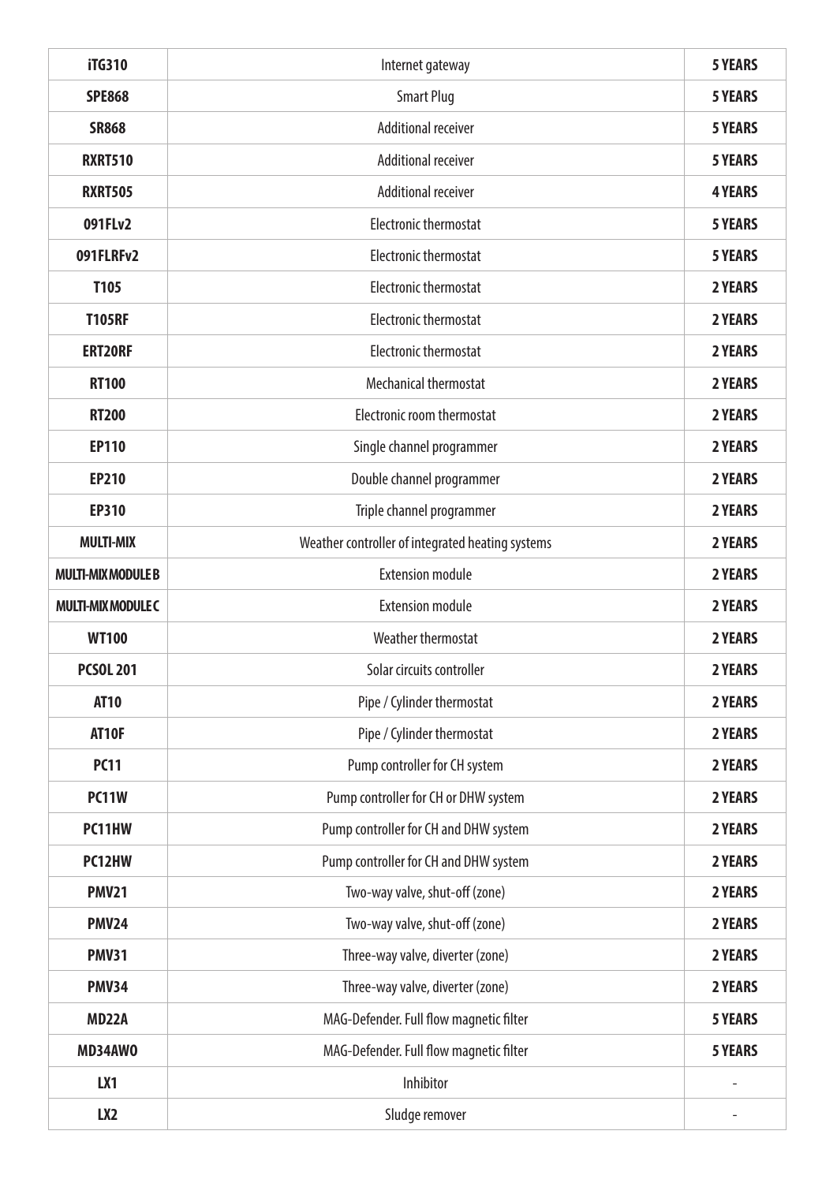| **iTG310** | Internet gateway | **5 YEARS** |
|---|---|---|
| **SPE868** | Smart Plug | **5 YEARS** |
| **SR868** | Additional receiver | **5 YEARS** |
| **RXRT510** | Additional receiver | **5 YEARS** |
| **RXRT505** | Additional receiver | **4 YEARS** |
| **091FLv2** | Electronic thermostat | **5 YEARS** |
| **091FLRFv2** | Electronic thermostat | **5 YEARS** |
| **T105** | Electronic thermostat | **2 YEARS** |
| **T105RF** | Electronic thermostat | **2 YEARS** |
| **ERT20RF** | Electronic thermostat | **2 YEARS** |
| **RT100** | Mechanical thermostat | **2 YEARS** |
| **RT200** | Electronic room thermostat | **2 YEARS** |
| **EP110** | Single channel programmer | **2 YEARS** |
| **EP210** | Double channel programmer | **2 YEARS** |
| **EP310** | Triple channel programmer | **2 YEARS** |
| **MULTI-MIX** | Weather controller of integrated heating systems | **2 YEARS** |
| **MULTI-MIX MODULE B** | Extension module | **2 YEARS** |
| **MULTI-MIX MODULE C** | Extension module | **2 YEARS** |
| **WT100** | Weather thermostat | **2 YEARS** |
| **PCSOL 201** | Solar circuits controller | **2 YEARS** |
| **AT10** | Pipe / Cylinder thermostat | **2 YEARS** |
| **AT10F** | Pipe / Cylinder thermostat | **2 YEARS** |
| **PC11** | Pump controller for CH system | **2 YEARS** |
| **PC11W** | Pump controller for CH or DHW system | **2 YEARS** |
| **PC11HW** | Pump controller for CH and DHW system | **2 YEARS** |
| **PC12HW** | Pump controller for CH and DHW system | **2 YEARS** |
| **PMV21** | Two-way valve, shut-off (zone) | **2 YEARS** |
| **PMV24** | Two-way valve, shut-off (zone) | **2 YEARS** |
| **PMV31** | Three-way valve, diverter (zone) | **2 YEARS** |
| **PMV34** | Three-way valve, diverter (zone) | **2 YEARS** |
| **MD22A** | MAG-Defender. Full flow magnetic filter | **5 YEARS** |
| **MD34AWO** | MAG-Defender. Full flow magnetic filter | **5 YEARS** |
| **LX1** | Inhibitor | - |
| **LX2** | Sludge remover | - |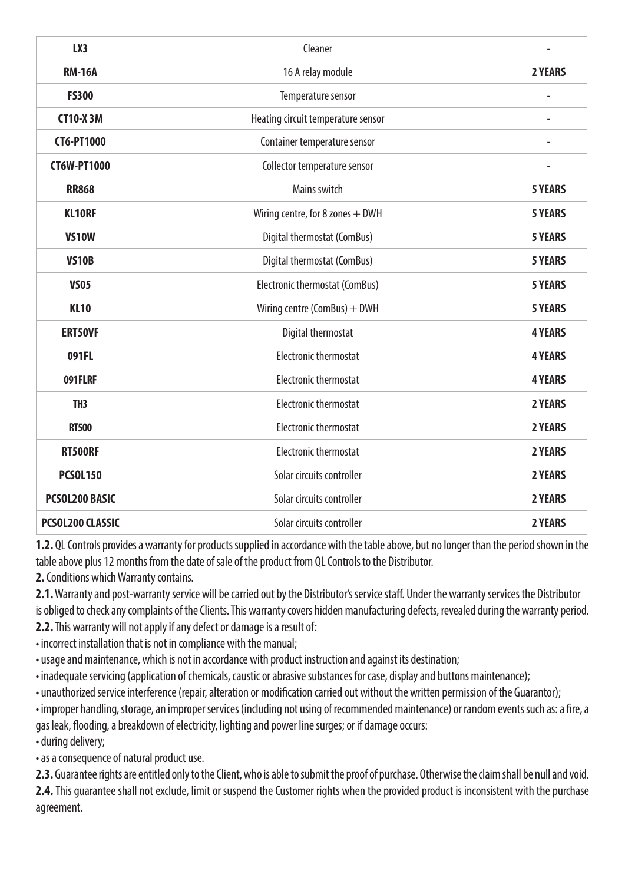| LX3 | Cleaner | - |
|---|---|---|
| **RM-16A** | 16 A relay module | **2 YEARS** |
| **FS300** | Temperature sensor | - |
| **CT10-X 3M** | Heating circuit temperature sensor | - |
| **CT6-PT1000** | Container temperature sensor | - |
| **CT6W-PT1000** | Collector temperature sensor | - |
| **RR868** | Mains switch | **5 YEARS** |
| **KL10RF** | Wiring centre, for 8 zones + DWH | **5 YEARS** |
| **VS10W** | Digital thermostat (ComBus) | **5 YEARS** |
| **VS10B** | Digital thermostat (ComBus) | **5 YEARS** |
| **VS05** | Electronic thermostat (ComBus) | **5 YEARS** |
| **KL10** | Wiring centre (ComBus) + DWH | **5 YEARS** |
| **ERT50VF** | Digital thermostat | **4 YEARS** |
| **091FL** | Electronic thermostat | **4 YEARS** |
| **091FLRF** | Electronic thermostat | **4 YEARS** |
| **TH3** | Electronic thermostat | **2 YEARS** |
| **RT500** | Electronic thermostat | **2 YEARS** |
| **RT500RF** | Electronic thermostat | **2 YEARS** |
| **PCSOL150** | Solar circuits controller | **2 YEARS** |
| **PCSOL200 BASIC** | Solar circuits controller | **2 YEARS** |
| **PCSOL200 CLASSIC** | Solar circuits controller | **2 YEARS** |

**1.2.** QL Controls provides a warranty for products supplied in accordance with the table above, but no longer than the period shown in the table above plus 12 months from the date of sale of the product from QL Controls to the Distributor.

**2.** Conditions which Warranty contains.

**2.1.** Warranty and post-warranty service will be carried out by the Distributor's service staff. Under the warranty services the Distributor is obliged to check any complaints of the Clients. This warranty covers hidden manufacturing defects, revealed during the warranty period.

**2.2.** This warranty will not apply if any defect or damage is a result of:

- incorrect installation that is not in compliance with the manual;
- usage and maintenance, which is not in accordance with product instruction and against its destination;
- inadequate servicing (application of chemicals, caustic or abrasive substances for case, display and buttons maintenance);
- unauthorized service interference (repair, alteration or modification carried out without the written permission of the Guarantor);
- improper handling, storage, an improper services (including not using of recommended maintenance) or random events such as: a fire, a gas leak, flooding, a breakdown of electricity, lighting and power line surges; or if damage occurs:
- during delivery;
- as a consequence of natural product use.

**2.3.** Guarantee rights are entitled only to the Client, who is able to submit the proof of purchase. Otherwise the claim shall be null and void.

**2.4.** This guarantee shall not exclude, limit or suspend the Customer rights when the provided product is inconsistent with the purchase agreement.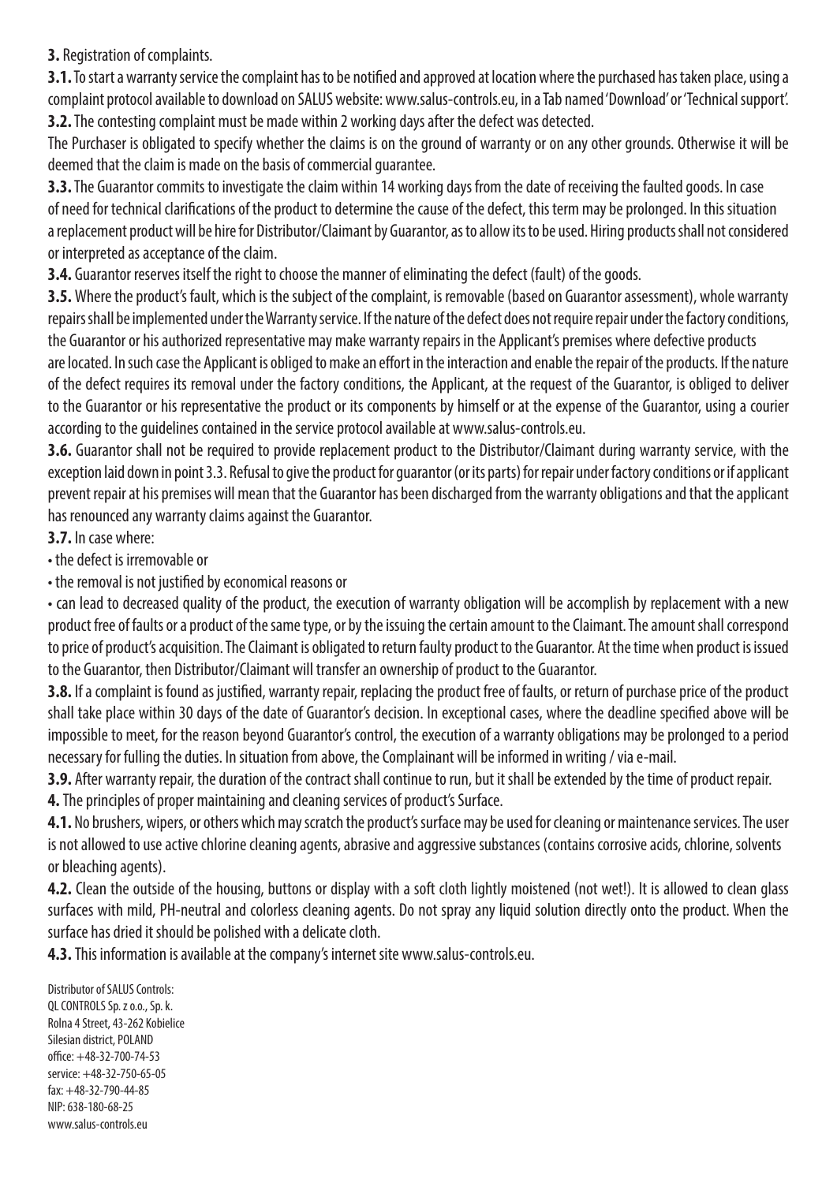**3.** Registration of complaints.

**3.1.** To start a warranty service the complaint has to be notified and approved at location where the purchased has taken place, using a complaint protocol available to download on SALUS website: www.salus-controls.eu, in a Tab named 'Download' or 'Technical support'.

**3.2.** The contesting complaint must be made within 2 working days after the defect was detected.

The Purchaser is obligated to specify whether the claims is on the ground of warranty or on any other grounds. Otherwise it will be deemed that the claim is made on the basis of commercial guarantee.

**3.3.** The Guarantor commits to investigate the claim within 14 working days from the date of receiving the faulted goods. In case of need for technical clarifications of the product to determine the cause of the defect, this term may be prolonged. In this situation a replacement product will be hire for Distributor/Claimant by Guarantor, as to allow its to be used. Hiring products shall not considered or interpreted as acceptance of the claim.

**3.4.** Guarantor reserves itself the right to choose the manner of eliminating the defect (fault) of the goods.

**3.5.** Where the product's fault, which is the subject of the complaint, is removable (based on Guarantor assessment), whole warranty repairs shall be implemented under the Warranty service. If the nature of the defect does not require repair under the factory conditions, the Guarantor or his authorized representative may make warranty repairs in the Applicant's premises where defective products are located. In such case the Applicant is obliged to make an effort in the interaction and enable the repair of the products. If the nature of the defect requires its removal under the factory conditions, the Applicant, at the request of the Guarantor, is obliged to deliver to the Guarantor or his representative the product or its components by himself or at the expense of the Guarantor, using a courier according to the guidelines contained in the service protocol available at www.salus-controls.eu.

**3.6.** Guarantor shall not be required to provide replacement product to the Distributor/Claimant during warranty service, with the exception laid down in point 3.3. Refusal to give the product for guarantor (or its parts) for repair under factory conditions or if applicant prevent repair at his premises will mean that the Guarantor has been discharged from the warranty obligations and that the applicant has renounced any warranty claims against the Guarantor.

**3.7.** In case where:

- the defect is irremovable or
- the removal is not justified by economical reasons or
- can lead to decreased quality of the product, the execution of warranty obligation will be accomplish by replacement with a new product free of faults or a product of the same type, or by the issuing the certain amount to the Claimant. The amount shall correspond to price of product's acquisition. The Claimant is obligated to return faulty product to the Guarantor. At the time when product is issued to the Guarantor, then Distributor/Claimant will transfer an ownership of product to the Guarantor.

**3.8.** If a complaint is found as justified, warranty repair, replacing the product free of faults, or return of purchase price of the product shall take place within 30 days of the date of Guarantor's decision. In exceptional cases, where the deadline specified above will be impossible to meet, for the reason beyond Guarantor's control, the execution of a warranty obligations may be prolonged to a period necessary for fulling the duties. In situation from above, the Complainant will be informed in writing / via e-mail.

**3.9.** After warranty repair, the duration of the contract shall continue to run, but it shall be extended by the time of product repair.

**4.** The principles of proper maintaining and cleaning services of product's Surface.

**4.1.** No brushers, wipers, or others which may scratch the product's surface may be used for cleaning or maintenance services. The user is not allowed to use active chlorine cleaning agents, abrasive and aggressive substances (contains corrosive acids, chlorine, solvents or bleaching agents).

**4.2.** Clean the outside of the housing, buttons or display with a soft cloth lightly moistened (not wet!). It is allowed to clean glass surfaces with mild, PH-neutral and colorless cleaning agents. Do not spray any liquid solution directly onto the product. When the surface has dried it should be polished with a delicate cloth.

**4.3.** This information is available at the company's internet site www.salus-controls.eu.

Distributor of SALUS Controls:
QL CONTROLS Sp. z o.o., Sp. k.
Rolna 4 Street, 43-262 Kobielice
Silesian district, POLAND
office: +48-32-700-74-53
service: +48-32-750-65-05
fax: +48-32-790-44-85
NIP: 638-180-68-25
www.salus-controls.eu